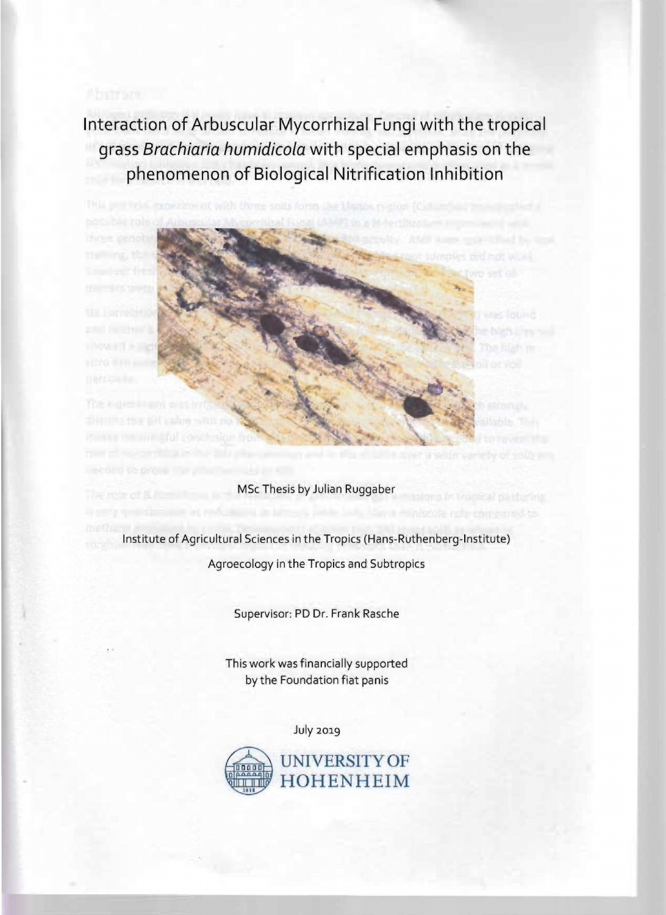# Interaction of Arbuscular Mycorrhizal Fungi with the tropical grass *Brachiaria humidicola* with special emphasis on the phenomenon of Biological Nitrification Inhibition

MSc Thesis by Julian Ruggaber

Institute of Agricultural Sciences in the Tropics (Hans-Ruthenberg-Institute)

Agroecology in the Tropics and Subtropics

Supervisor: PD Dr. Frank Rasche

This work was financially supported by the Foundation fiat panis

July 2019

UNIVERSITY OF HOHENHEIM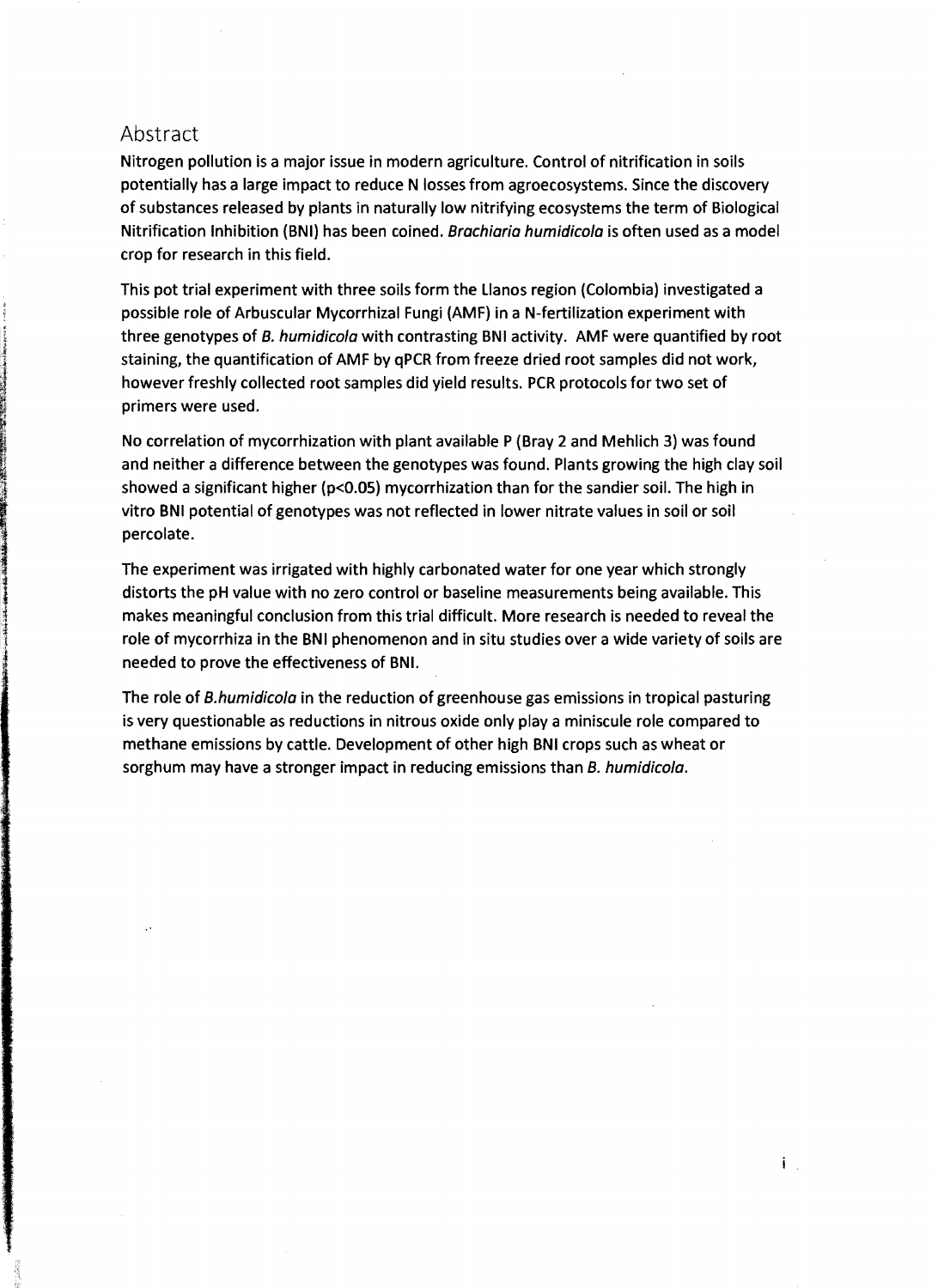## Abstract

Nitrogen pollution is a major issue in modern agriculture. Control of nitrification in soils potentially has a large impact to reduce N losses from agroecosystems. Since the discovery of substances released by plants in naturally low nitrifying ecosystems the term of Biological Nitrification Inhibition (BNI) has been coined. *Brachiaria humidicola* is often used as a model crop for research in this field.

This pot trial experiment with three soils form the Llanos region (Colombia) investigated a possible role of Arbuscular Mycorrhizal Fungi (AMF) in a N-fertilization experiment with three genotypes of *B. humidicola* with contrasting BNI activity. AMF were quantified by root staining, the quantification of AMF by qPCR from freeze dried root samples did not work, however freshly collected root samples did yield results. PCR protocols for two set of primers were used.

No correlation of mycorrhization with plant available P (Bray 2 and Mehlich 3) was found and neither a difference between the genotypes was found. Plants growing the high clay soil showed a significant higher ($p<0.05$) mycorrhization than for the sandier soil. The high in vitro BNI potential of genotypes was not reflected in lower nitrate values in soil or soil percolate.

The experiment was irrigated with highly carbonated water for one year which strongly distorts the pH value with no zero control or baseline measurements being available. This makes meaningful conclusion from this trial difficult. More research is needed to reveal the role of mycorrhiza in the BNI phenomenon and in situ studies over a wide variety of soils are needed to prove the effectiveness of BNI.

The role of *B.humidicola* in the reduction of greenhouse gas emissions in tropical pasturing is very questionable as reductions in nitrous oxide only play a miniscule role compared to methane emissions by cattle. Development of other high BNI crops such as wheat or sorghum may have a stronger impact in reducing emissions than *B. humidicola*.